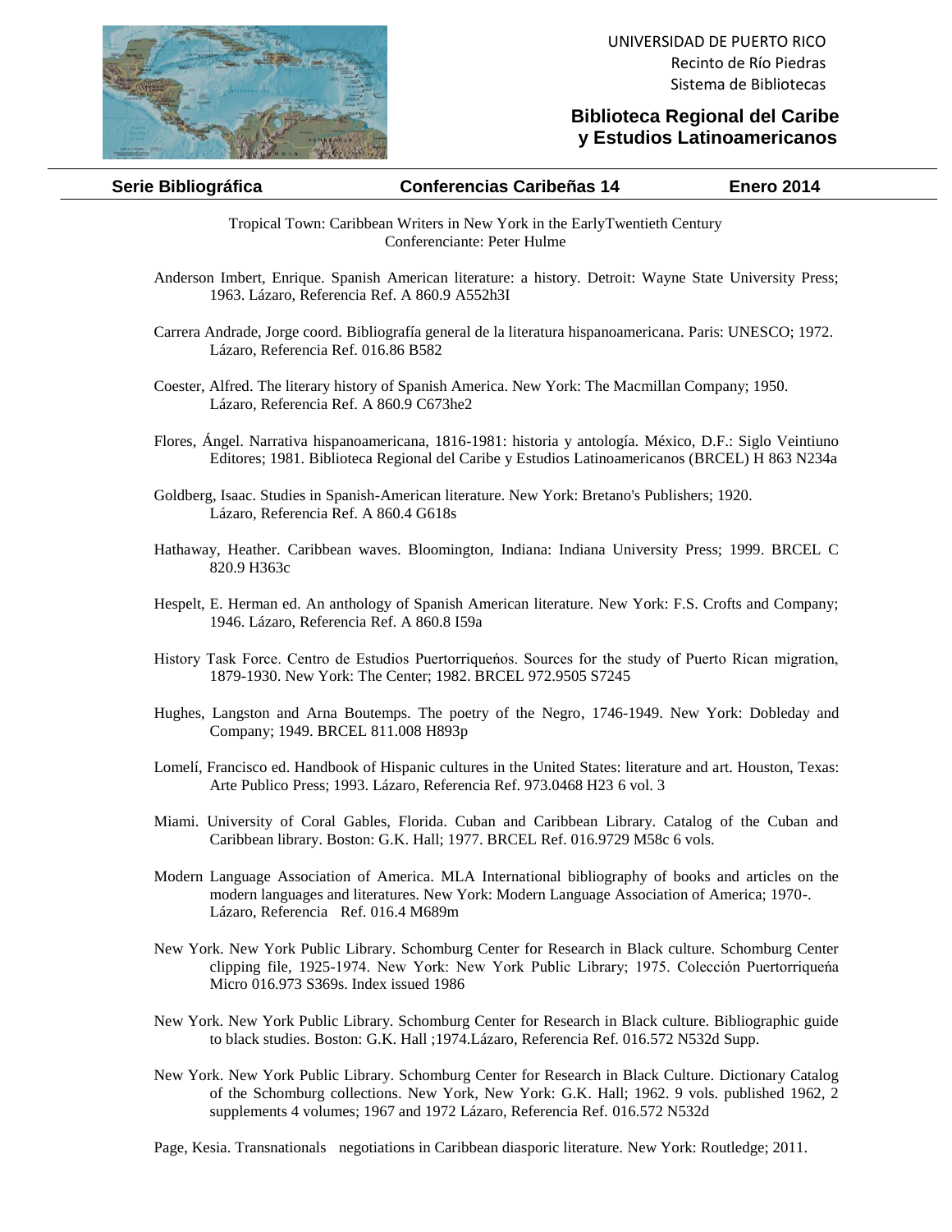UNIVERSIDAD DE PUERTO RICO
Recinto de Río Piedras
Sistema de Bibliotecas

## Biblioteca Regional del Caribe y Estudios Latinoamericanos

**Serie Bibliográfica** | **Conferencias Caribeñas 14** | **Enero 2014**

Tropical Town: Caribbean Writers in New York in the EarlyTwentieth Century
Conferenciante: Peter Hulme

Anderson Imbert, Enrique. Spanish American literature: a history. Detroit: Wayne State University Press; 1963. Lázaro, Referencia Ref. A 860.9 A552h3I

Carrera Andrade, Jorge coord. Bibliografía general de la literatura hispanoamericana. Paris: UNESCO; 1972. Lázaro, Referencia Ref. 016.86 B582

Coester, Alfred. The literary history of Spanish America. New York: The Macmillan Company; 1950. Lázaro, Referencia Ref. A 860.9 C673he2

Flores, Ángel. Narrativa hispanoamericana, 1816-1981: historia y antología. México, D.F.: Siglo Veintiuno Editores; 1981. Biblioteca Regional del Caribe y Estudios Latinoamericanos (BRCEL) H 863 N234a

Goldberg, Isaac. Studies in Spanish-American literature. New York: Bretano's Publishers; 1920. Lázaro, Referencia Ref. A 860.4 G618s

Hathaway, Heather. Caribbean waves. Bloomington, Indiana: Indiana University Press; 1999. BRCEL C 820.9 H363c

Hespelt, E. Herman ed. An anthology of Spanish American literature. New York: F.S. Crofts and Company; 1946. Lázaro, Referencia Ref. A 860.8 I59a

History Task Force. Centro de Estudios Puertorriqueńos. Sources for the study of Puerto Rican migration, 1879-1930. New York: The Center; 1982. BRCEL 972.9505 S7245

Hughes, Langston and Arna Boutemps. The poetry of the Negro, 1746-1949. New York: Dobleday and Company; 1949. BRCEL 811.008 H893p

Lomelí, Francisco ed. Handbook of Hispanic cultures in the United States: literature and art. Houston, Texas: Arte Publico Press; 1993. Lázaro, Referencia Ref. 973.0468 H23 6 vol. 3

Miami. University of Coral Gables, Florida. Cuban and Caribbean Library. Catalog of the Cuban and Caribbean library. Boston: G.K. Hall; 1977. BRCEL Ref. 016.9729 M58c 6 vols.

Modern Language Association of America. MLA International bibliography of books and articles on the modern languages and literatures. New York: Modern Language Association of America; 1970-. Lázaro, Referencia Ref. 016.4 M689m

New York. New York Public Library. Schomburg Center for Research in Black culture. Schomburg Center clipping file, 1925-1974. New York: New York Public Library; 1975. Colección Puertorriqueńa Micro 016.973 S369s. Index issued 1986

New York. New York Public Library. Schomburg Center for Research in Black culture. Bibliographic guide to black studies. Boston: G.K. Hall ;1974.Lázaro, Referencia Ref. 016.572 N532d Supp.

New York. New York Public Library. Schomburg Center for Research in Black Culture. Dictionary Catalog of the Schomburg collections. New York, New York: G.K. Hall; 1962. 9 vols. published 1962, 2 supplements 4 volumes; 1967 and 1972 Lázaro, Referencia Ref. 016.572 N532d

Page, Kesia. Transnationals negotiations in Caribbean diasporic literature. New York: Routledge; 2011.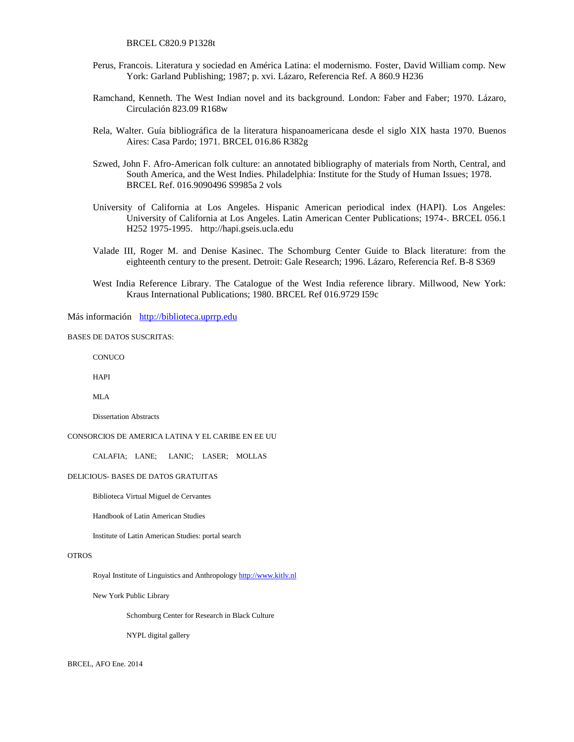BRCEL C820.9 P1328t

Perus, Francois. Literatura y sociedad en América Latina: el modernismo. Foster, David William comp. New York: Garland Publishing; 1987; p. xvi. Lázaro, Referencia Ref. A 860.9 H236

Ramchand, Kenneth. The West Indian novel and its background. London: Faber and Faber; 1970. Lázaro, Circulación 823.09 R168w

Rela, Walter. Guía bibliográfica de la literatura hispanoamericana desde el siglo XIX hasta 1970. Buenos Aires: Casa Pardo; 1971. BRCEL 016.86 R382g

Szwed, John F. Afro-American folk culture: an annotated bibliography of materials from North, Central, and South America, and the West Indies. Philadelphia: Institute for the Study of Human Issues; 1978. BRCEL Ref. 016.9090496 S9985a 2 vols

University of California at Los Angeles. Hispanic American periodical index (HAPI). Los Angeles: University of California at Los Angeles. Latin American Center Publications; 1974-. BRCEL 056.1 H252 1975-1995. http://hapi.gseis.ucla.edu

Valade III, Roger M. and Denise Kasinec. The Schomburg Center Guide to Black literature: from the eighteenth century to the present. Detroit: Gale Research; 1996. Lázaro, Referencia Ref. B-8 S369

West India Reference Library. The Catalogue of the West India reference library. Millwood, New York: Kraus International Publications; 1980. BRCEL Ref 016.9729 I59c

Más información http://biblioteca.uprrp.edu

BASES DE DATOS SUSCRITAS:

CONUCO

HAPI

MLA

Dissertation Abstracts

CONSORCIOS DE AMERICA LATINA Y EL CARIBE EN EE UU

CALAFIA; LANE; LANIC; LASER; MOLLAS

DELICIOUS- BASES DE DATOS GRATUITAS

Biblioteca Virtual Miguel de Cervantes

Handbook of Latin American Studies

Institute of Latin American Studies: portal search

OTROS

Royal Institute of Linguistics and Anthropology http://www.kitlv.nl

New York Public Library

Schomburg Center for Research in Black Culture

NYPL digital gallery

BRCEL, AFO Ene. 2014